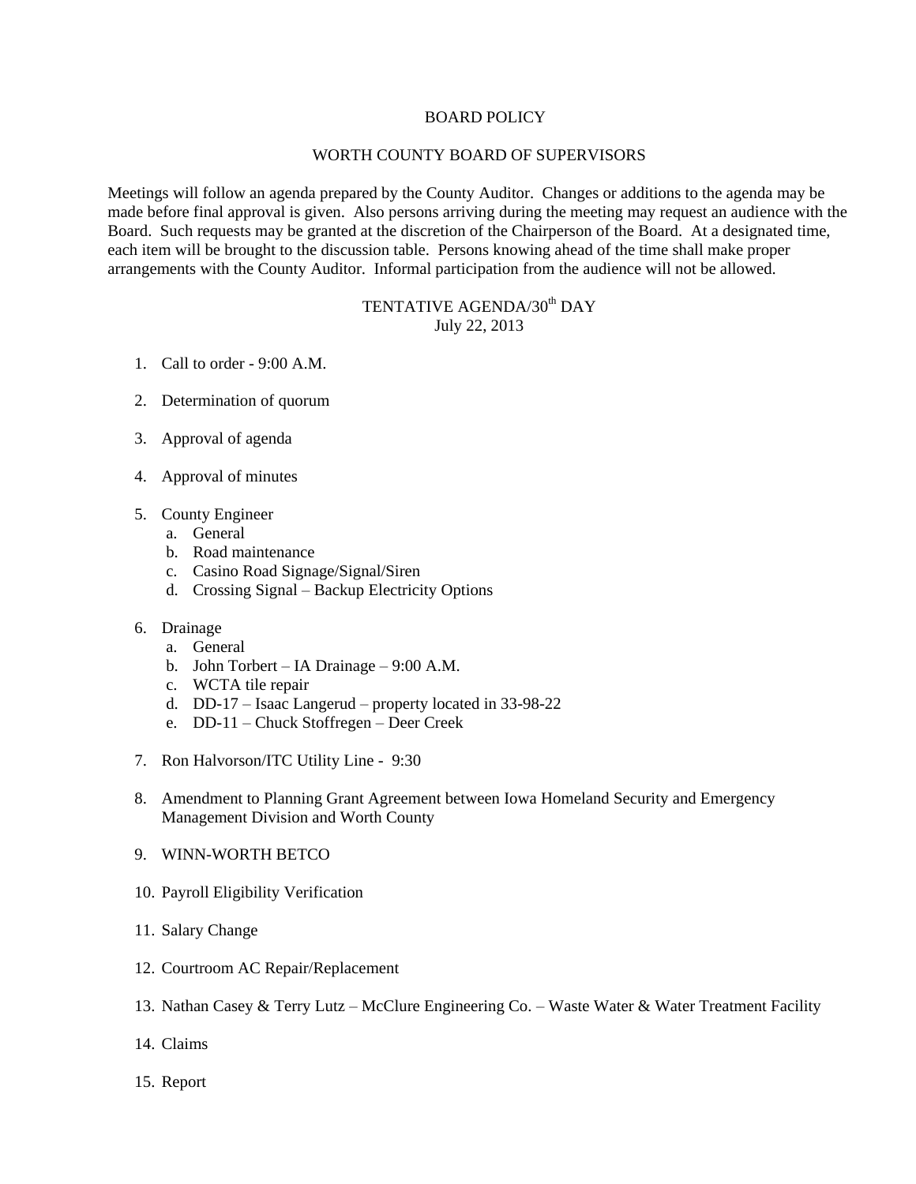# BOARD POLICY

## WORTH COUNTY BOARD OF SUPERVISORS

Meetings will follow an agenda prepared by the County Auditor. Changes or additions to the agenda may be made before final approval is given. Also persons arriving during the meeting may request an audience with the Board. Such requests may be granted at the discretion of the Chairperson of the Board. At a designated time, each item will be brought to the discussion table. Persons knowing ahead of the time shall make proper arrangements with the County Auditor. Informal participation from the audience will not be allowed.

## TENTATIVE AGENDA/30th DAY
July 22, 2013

1. Call to order - 9:00 A.M.

2. Determination of quorum

3. Approval of agenda

4. Approval of minutes

5. County Engineer
   a. General
   b. Road maintenance
   c. Casino Road Signage/Signal/Siren
   d. Crossing Signal – Backup Electricity Options

6. Drainage
   a. General
   b. John Torbert – IA Drainage – 9:00 A.M.
   c. WCTA tile repair
   d. DD-17 – Isaac Langerud – property located in 33-98-22
   e. DD-11 – Chuck Stoffregen – Deer Creek

7. Ron Halvorson/ITC Utility Line - 9:30

8. Amendment to Planning Grant Agreement between Iowa Homeland Security and Emergency Management Division and Worth County

9. WINN-WORTH BETCO

10. Payroll Eligibility Verification

11. Salary Change

12. Courtroom AC Repair/Replacement

13. Nathan Casey & Terry Lutz – McClure Engineering Co. – Waste Water & Water Treatment Facility

14. Claims

15. Report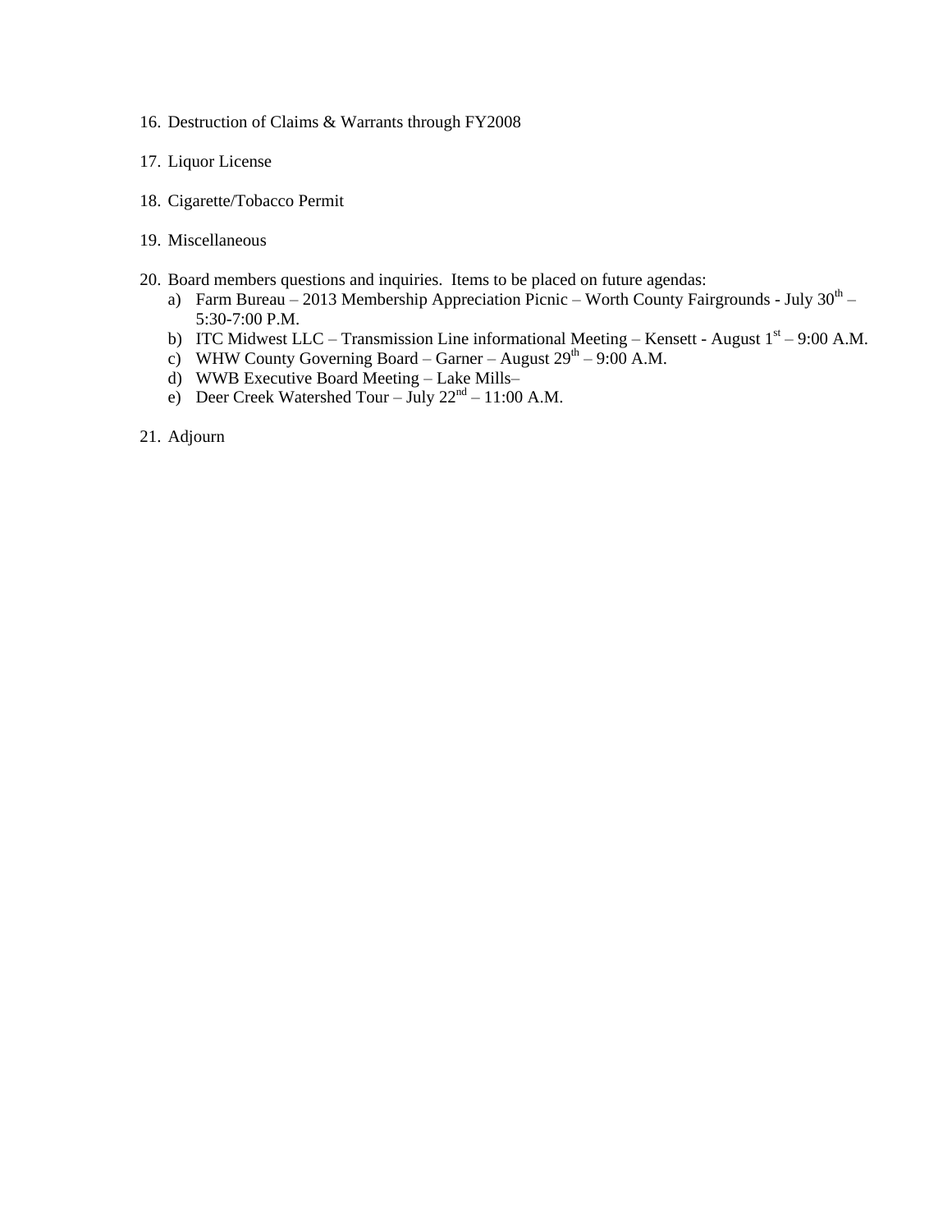16. Destruction of Claims & Warrants through FY2008

17. Liquor License

18. Cigarette/Tobacco Permit

19. Miscellaneous

20. Board members questions and inquiries. Items to be placed on future agendas:
    a) Farm Bureau – 2013 Membership Appreciation Picnic – Worth County Fairgrounds - July 30th – 5:30-7:00 P.M.
    b) ITC Midwest LLC – Transmission Line informational Meeting – Kensett - August 1st – 9:00 A.M.
    c) WHW County Governing Board – Garner – August 29th – 9:00 A.M.
    d) WWB Executive Board Meeting – Lake Mills–
    e) Deer Creek Watershed Tour – July 22nd – 11:00 A.M.

21. Adjourn